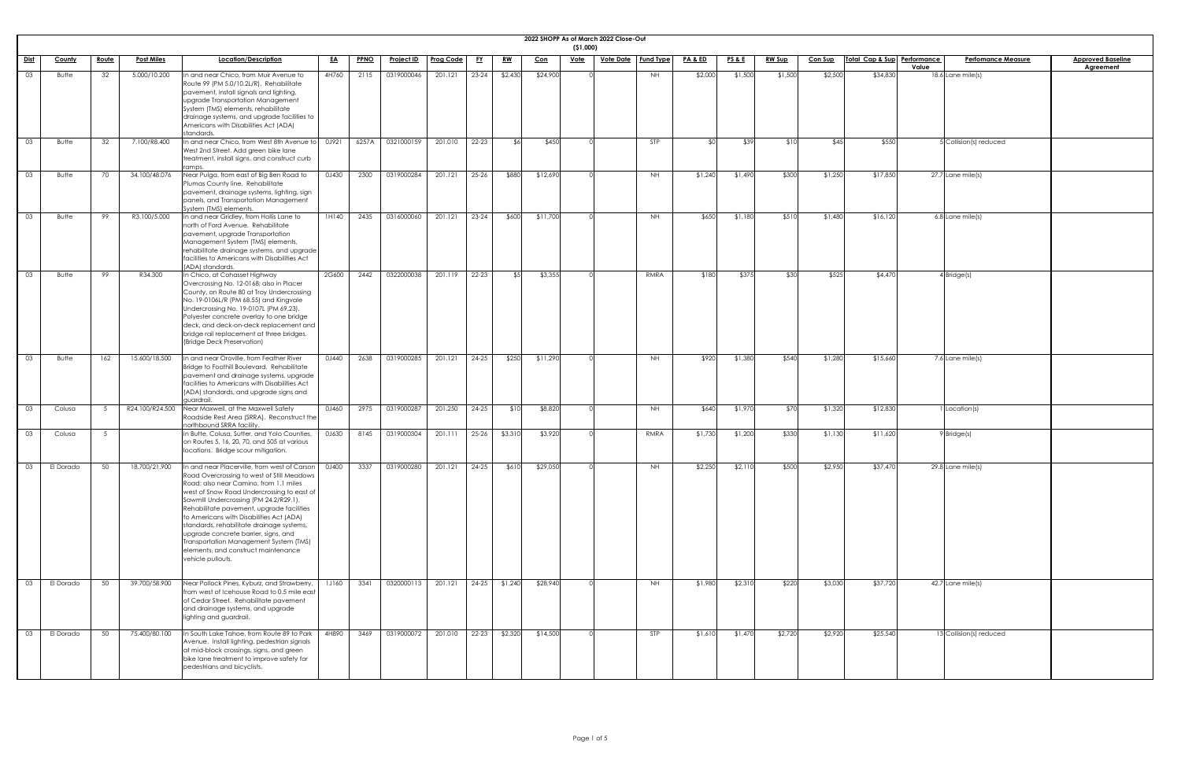# 2022 SHOPP As of March 2022 Close-Out

($1,000)

| Dist | County | Route | Post Miles | Location/Description | EA | PPNO | Project ID | Prog Code | FY | RW | Con | Vote | Vote Date | Fund Type | PA & ED | PS & E | RW Sup | Con Sup | Total Cap & Sup | Performance Value | Perfomance Measure | Approved Baseline Agreement |
|---|---|---|---|---|---|---|---|---|---|---|---|---|---|---|---|---|---|---|---|---|---|---|
| 03 | Butte | 32 | 5.000/10.200 | In and near Chico, from Muir Avenue to Route 99 (PM 5.0/10.2L/R). Rehabilitate pavement, install signals and lighting, upgrade Transportation Management System (TMS) elements, rehabilitate drainage systems, and upgrade facilities to Americans with Disabilities Act (ADA) standards. | 4H760 | 2115 | 0319000046 | 201.121 | 23-24 | $2,430 | $24,900 | 0 | | NH | $2,000 | $1,500 | $1,500 | $2,500 | $34,830 | 18.6 | Lane mile(s) | |
| 03 | Butte | 32 | 7.100/R8.400 | In and near Chico, from West 8th Avenue to West 2nd Street. Add green bike lane treatment, install signs, and construct curb ramps. | 0J921 | 6257A | 0321000159 | 201.010 | 22-23 | $6 | $450 | 0 | | STP | $0 | $39 | $10 | $45 | $550 | 5 | Collision(s) reduced | |
| 03 | Butte | 70 | 34.100/48.076 | Near Pulga, from east of Big Ben Road to Plumas County line. Rehabilitate pavement, drainage systems, lighting, sign panels, and Transportation Management System (TMS) elements. | 0J430 | 2300 | 0319000284 | 201.121 | 25-26 | $880 | $12,690 | 0 | | NH | $1,240 | $1,490 | $300 | $1,250 | $17,850 | 27.7 | Lane mile(s) | |
| 03 | Butte | 99 | R3.100/5.000 | In and near Gridley, from Hollis Lane to north of Ford Avenue. Rehabilitate pavement, upgrade Transportation Management System (TMS) elements, rehabilitate drainage systems, and upgrade facilities to Americans with Disabilities Act (ADA) standards. | 1H140 | 2435 | 0316000060 | 201.121 | 23-24 | $600 | $11,700 | 0 | | NH | $650 | $1,180 | $510 | $1,480 | $16,120 | 6.8 | Lane mile(s) | |
| 03 | Butte | 99 | R34.300 | In Chico, at Cohasset Highway Overcrossing No. 12-0168; also in Placer County, on Route 80 at Troy Undercrossing No. 19-0106L/R (PM 68.55) and Kingvale Undercrossing No. 19-0107L (PM 69.23). Polyester concrete overlay to one bridge deck, and deck-on-deck replacement and bridge rail replacement at three bridges. (Bridge Deck Preservation) | 2G600 | 2442 | 0322000038 | 201.119 | 22-23 | $5 | $3,355 | 0 | | RMRA | $180 | $375 | $30 | $525 | $4,470 | 4 | Bridge(s) | |
| 03 | Butte | 162 | 15.600/18.500 | In and near Oroville, from Feather River Bridge to Foothill Boulevard. Rehabilitate pavement and drainage systems, upgrade facilities to Americans with Disabilities Act (ADA) standards, and upgrade signs and guardrail. | 0J440 | 2638 | 0319000285 | 201.121 | 24-25 | $250 | $11,290 | 0 | | NH | $920 | $1,380 | $540 | $1,280 | $15,660 | 7.6 | Lane mile(s) | |
| 03 | Colusa | 5 | R24.100/R24.500 | Near Maxwell, at the Maxwell Safety Roadside Rest Area (SRRA). Reconstruct the northbound SRRA facility. | 0J460 | 2975 | 0319000287 | 201.250 | 24-25 | $10 | $8,820 | 0 | | NH | $640 | $1,970 | $70 | $1,320 | $12,830 | 1 | Location(s) | |
| 03 | Colusa | 5 | | In Butte, Colusa, Sutter, and Yolo Counties, on Routes 5, 16, 20, 70, and 505 at various locations. Bridge scour mitigation. | 0J630 | 8145 | 0319000304 | 201.111 | 25-26 | $3,310 | $3,920 | 0 | | RMRA | $1,730 | $1,200 | $330 | $1,130 | $11,620 | 9 | Bridge(s) | |
| 03 | El Dorado | 50 | 18.700/21.900 | In and near Placerville, from west of Carson Road Overcrossing to west of Still Meadows Road; also near Camino, from 1.1 miles west of Snow Road Undercrossing to east of Sawmill Undercrossing (PM 24.2/R29.1). Rehabilitate pavement, upgrade facilities to Americans with Disabilities Act (ADA) standards, rehabilitate drainage systems, upgrade concrete barrier, signs, and Transportation Management System (TMS) elements, and construct maintenance vehicle pullouts. | 0J400 | 3337 | 0319000280 | 201.121 | 24-25 | $610 | $29,050 | 0 | | NH | $2,250 | $2,110 | $500 | $2,950 | $37,470 | 29.8 | Lane mile(s) | |
| 03 | El Dorado | 50 | 39.700/58.900 | Near Pollock Pines, Kyburz, and Strawberry, from west of Icehouse Road to 0.5 mile east of Cedar Street. Rehabilitate pavement and drainage systems, and upgrade lighting and guardrail. | 1J160 | 3341 | 0320000113 | 201.121 | 24-25 | $1,240 | $28,940 | 0 | | NH | $1,980 | $2,310 | $220 | $3,030 | $37,720 | 42.7 | Lane mile(s) | |
| 03 | El Dorado | 50 | 75.400/80.100 | In South Lake Tahoe, from Route 89 to Park Avenue. Install lighting, pedestrian signals at mid-block crossings, signs, and green bike lane treatment to improve safety for pedestrians and bicyclists. | 4H890 | 3469 | 0319000072 | 201.010 | 22-23 | $2,320 | $14,500 | 0 | | STP | $1,610 | $1,470 | $2,720 | $2,920 | $25,540 | 13 | Collision(s) reduced | |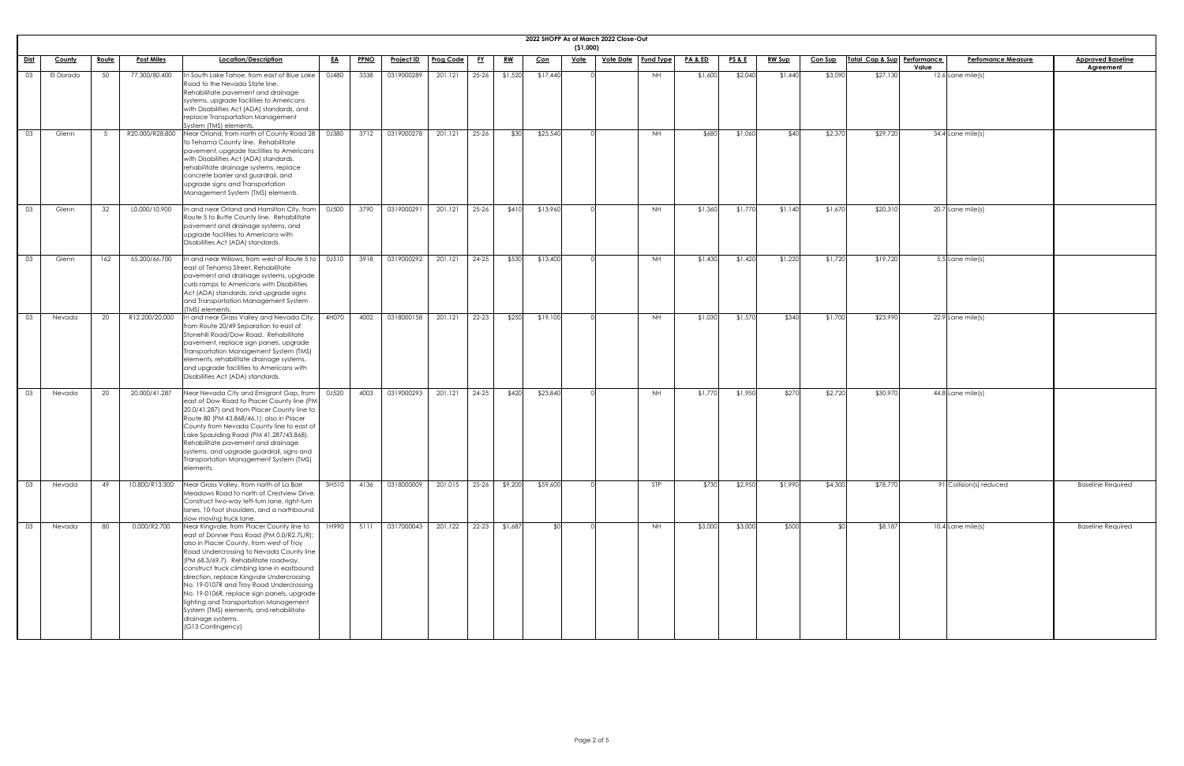# 2022 SHOPP As of March 2022 Close-Out

($1,000)

| Dist | County | Route | Post Miles | Location/Description | EA | PPNO | Project ID | Prog Code | FY | RW | Con | Vote | Vote Date | Fund Type | PA & ED | PS & E | RW Sup | Con Sup | Total Cap & Sup | Performance Value | Perfomance Measure | Approved Baseline Agreement |
|---|---|---|---|---|---|---|---|---|---|---|---|---|---|---|---|---|---|---|---|---|---|---|
| 03 | El Dorado | 50 | 77.300/80.400 | In South Lake Tahoe, from east of Blue Lake Road to the Nevada State line. Rehabilitate pavement and drainage systems, upgrade facilities to Americans with Disabilities Act (ADA) standards, and replace Transportation Management System (TMS) elements. | 0J480 | 3338 | 0319000289 | 201.121 | 25-26 | $1,520 | $17,440 | 0 | | NH | $1,600 | $2,040 | $1,440 | $3,090 | $27,130 | 12.6 | Lane mile(s) | |
| 03 | Glenn | 5 | R20.000/R28.800 | Near Orland, from north of County Road 28 to Tehama County line. Rehabilitate pavement, upgrade facilities to Americans with Disabilities Act (ADA) standards, rehabilitate drainage systems, replace concrete barrier and guardrail, and upgrade signs and Transportation Management System (TMS) elements. | 0J380 | 3712 | 0319000278 | 201.121 | 25-26 | $30 | $25,540 | 0 | | NH | $680 | $1,060 | $40 | $2,370 | $29,720 | 34.4 | Lane mile(s) | |
| 03 | Glenn | 32 | L0.000/10.900 | In and near Orland and Hamilton City, from Route 5 to Butte County line. Rehabilitate pavement and drainage systems, and upgrade facilities to Americans with Disabilities Act (ADA) standards. | 0J500 | 3790 | 0319000291 | 201.121 | 25-26 | $410 | $13,960 | 0 | | NH | $1,360 | $1,770 | $1,140 | $1,670 | $20,310 | 20.7 | Lane mile(s) | |
| 03 | Glenn | 162 | 65.200/66.700 | In and near Willows, from west of Route 5 to east of Tehama Street. Rehabilitate pavement and drainage systems, upgrade curb ramps to Americans with Disabilities Act (ADA) standards, and upgrade signs and Transportation Management System (TMS) elements. | 0J510 | 3918 | 0319000292 | 201.121 | 24-25 | $530 | $13,400 | 0 | | NH | $1,430 | $1,420 | $1,220 | $1,720 | $19,720 | 5.5 | Lane mile(s) | |
| 03 | Nevada | 20 | R12.200/20.000 | In and near Grass Valley and Nevada City, from Route 20/49 Separation to east of Stonehill Road/Dow Road. Rehabilitate pavement, replace sign panels, upgrade Transportation Management System (TMS) elements, rehabilitate drainage systems, and upgrade facilities to Americans with Disabilities Act (ADA) standards. | 4H070 | 4002 | 0318000158 | 201.121 | 22-23 | $250 | $19,100 | 0 | | NH | $1,030 | $1,570 | $340 | $1,700 | $23,990 | 22.9 | Lane mile(s) | |
| 03 | Nevada | 20 | 20.000/41.287 | Near Nevada City and Emigrant Gap, from east of Dow Road to Placer County line (PM 20.0/41.287) and from Placer County line to Route 80 (PM 43.868/46.1); also in Placer County from Nevada County line to east of Lake Spaulding Road (PM 41.287/43.868). Rehabilitate pavement and drainage systems, and upgrade guardrail, signs and Transportation Management System (TMS) elements. | 0J520 | 4003 | 0319000293 | 201.121 | 24-25 | $420 | $23,840 | 0 | | NH | $1,770 | $1,950 | $270 | $2,720 | $30,970 | 44.8 | Lane mile(s) | |
| 03 | Nevada | 49 | 10.800/R13.300 | Near Grass Valley, from north of La Barr Meadows Road to north of Crestview Drive. Construct two-way left-turn lane, right-turn lanes, 10-foot shoulders, and a northbound slow moving truck lane. | 3H510 | 4136 | 0318000009 | 201.015 | 25-26 | $9,200 | $59,600 | 0 | | STP | $730 | $2,950 | $1,990 | $4,300 | $78,770 | 91 | Collision(s) reduced | Baseline Required |
| 03 | Nevada | 80 | 0.000/R2.700 | Near Kingvale, from Placer County line to east of Donner Pass Road (PM 0.0/R2.7L/R); also in Placer County, from west of Troy Road Undercrossing to Nevada County line (PM 68.3/69.7). Rehabilitate roadway, construct truck climbing lane in eastbound direction, replace Kingvale Undercrossing No. 19-0107R and Troy Road Undercrossing No. 19-0106R, replace sign panels, upgrade lighting and Transportation Management System (TMS) elements, and rehabilitate drainage systems. (G13 Contingency) | 1H990 | 5111 | 0317000043 | 201.122 | 22-23 | $1,687 | $0 | 0 | | NH | $3,000 | $3,000 | $500 | $0 | $8,187 | 10.4 | Lane mile(s) | Baseline Required |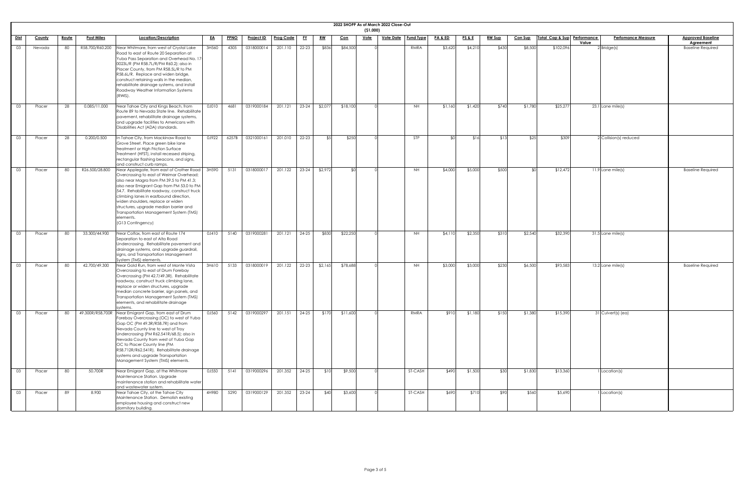# 2022 SHOPP As of March 2022 Close-Out

($1,000)

| Dist | County | Route | Post Miles | Location/Description | EA | PPNO | Project ID | Prog Code | FY | RW | Con | Vote | Vote Date | Fund Type | PA & ED | PS & E | RW Sup | Con Sup | Total Cap & Sup | Performance Value | Perfomance Measure | Approved Baseline Agreement |
|---|---|---|---|---|---|---|---|---|---|---|---|---|---|---|---|---|---|---|---|---|---|---|
| 03 | Nevada | 80 | R58.700/R60.200 | Near Whitmore, from west of Crystal Lake Road to east of Route 20 Separation at Yuba Pass Separation and Overhead No. 17-0023L/R (PM R58.7L/R/PM R60.2); also in Placer County, from PM R58.5L/R to PM R58.6L/R. Replace and widen bridge, construct retaining walls in the median, rehabilitate drainage systems, and install Roadway Weather Information Systems (RWIS). | 3H560 | 4305 | 0318000014 | 201.110 | 22-23 | $836 | $84,500 | 0 | | RMRA | $3,620 | $4,210 | $430 | $8,500 | $102,096 | 2 | Bridge(s) | Baseline Required |
| 03 | Placer | 28 | 0.085/11.000 | Near Tahoe City and Kings Beach, from Route 89 to Nevada State line. Rehabilitate pavement, rehabilitate drainage systems, and upgrade facilities to Americans with Disabilities Act (ADA) standards. | 0J010 | 4681 | 0319000184 | 201.121 | 23-24 | $2,077 | $18,100 | 0 | | NH | $1,160 | $1,420 | $740 | $1,780 | $25,277 | 23.1 | Lane mile(s) | |
| 03 | Placer | 28 | 0.200/0.500 | In Tahoe City, from Mackinaw Road to Grove Street. Place green bike lane treatment or High Friction Surface Treatment (HFST), install recessed striping, rectangular flashing beacons, and signs, and construct curb ramps. | 0J922 | 6257B | 0321000161 | 201.010 | 22-23 | $5 | $250 | 0 | | STP | $0 | $16 | $13 | $25 | $309 | 2 | Collision(s) reduced | |
| 03 | Placer | 80 | R26.500/28.800 | Near Applegate, from east of Crother Road Overcrossing to east of Weimar Overhead; also near Magra from PM 39.5 to PM 41.3; also near Emigrant Gap from PM 53.0 to PM 54.7. Rehabilitate roadway, construct truck climbing lanes in eastbound direction, widen shoulders, replace or widen structures, upgrade median barrier and Transportation Management System (TMS) elements. (G13 Contingency) | 3H590 | 5131 | 0318000017 | 201.122 | 23-24 | $2,972 | $0 | 0 | | NH | $4,000 | $5,000 | $500 | $0 | $12,472 | 11.9 | Lane mile(s) | Baseline Required |
| 03 | Placer | 80 | 33.300/44.900 | Near Colfax, from east of Route 174 Separation to east of Alta Road Undercrossing. Rehabilitate pavement and drainage systems, and upgrade guardrail, signs, and Transportation Management System (TMS) elements. | 0J410 | 5140 | 0319000281 | 201.121 | 24-25 | $830 | $22,250 | 0 | | NH | $4,110 | $2,350 | $310 | $2,540 | $32,390 | 31.5 | Lane mile(s) | |
| 03 | Placer | 80 | 42.700/49.300 | Near Gold Run, from west of Monte Vista Overcrossing to east of Drum Forebay Overcrossing (PM 42.7/49.3R). Rehabilitate roadway, construct truck climbing lane, replace or widen structures, upgrade median concrete barrier, sign panels, and Transportation Management System (TMS) elements, and rehabilitate drainage systems. | 3H610 | 5133 | 0318000019 | 201.122 | 22-23 | $2,165 | $78,688 | 0 | | NH | $3,000 | $3,000 | $230 | $6,500 | $93,583 | 13.2 | Lane mile(s) | Baseline Required |
| 03 | Placer | 80 | 49.300R/R58.700R | Near Emigrant Gap, from east of Drum Forebay Overcrossing (OC) to west of Yuba Gap OC (PM 49.3R/R58.7R) and from Nevada County line to west of Troy Undercrossing (PM R62.541R/68.5); also in Nevada County from west of Yuba Gap OC to Placer County line (PM R58.712R/R62.541R). Rehabilitate drainage systems and upgrade Transportation Management System (TMS) elements. | 0J560 | 5142 | 0319000297 | 201.151 | 24-25 | $170 | $11,600 | 0 | | RMRA | $910 | $1,180 | $150 | $1,380 | $15,390 | 31 | Culvert(s) (ea) | |
| 03 | Placer | 80 | 50.700R | Near Emigrant Gap, at the Whitmore Maintenance Station. Upgrade maintenance station and rehabilitate water and wastewater system. | 0J550 | 5141 | 0319000296 | 201.352 | 24-25 | $10 | $9,500 | 0 | | ST-CASH | $490 | $1,500 | $30 | $1,830 | $13,360 | 1 | Location(s) | |
| 03 | Placer | 89 | 8.900 | Near Tahoe City, at the Tahoe City Maintenance Station. Demolish existing employee housing and construct new dormitory building. | 4H980 | 5290 | 0319000129 | 201.352 | 23-24 | $40 | $3,600 | 0 | | ST-CASH | $690 | $710 | $90 | $560 | $5,690 | 1 | Location(s) | |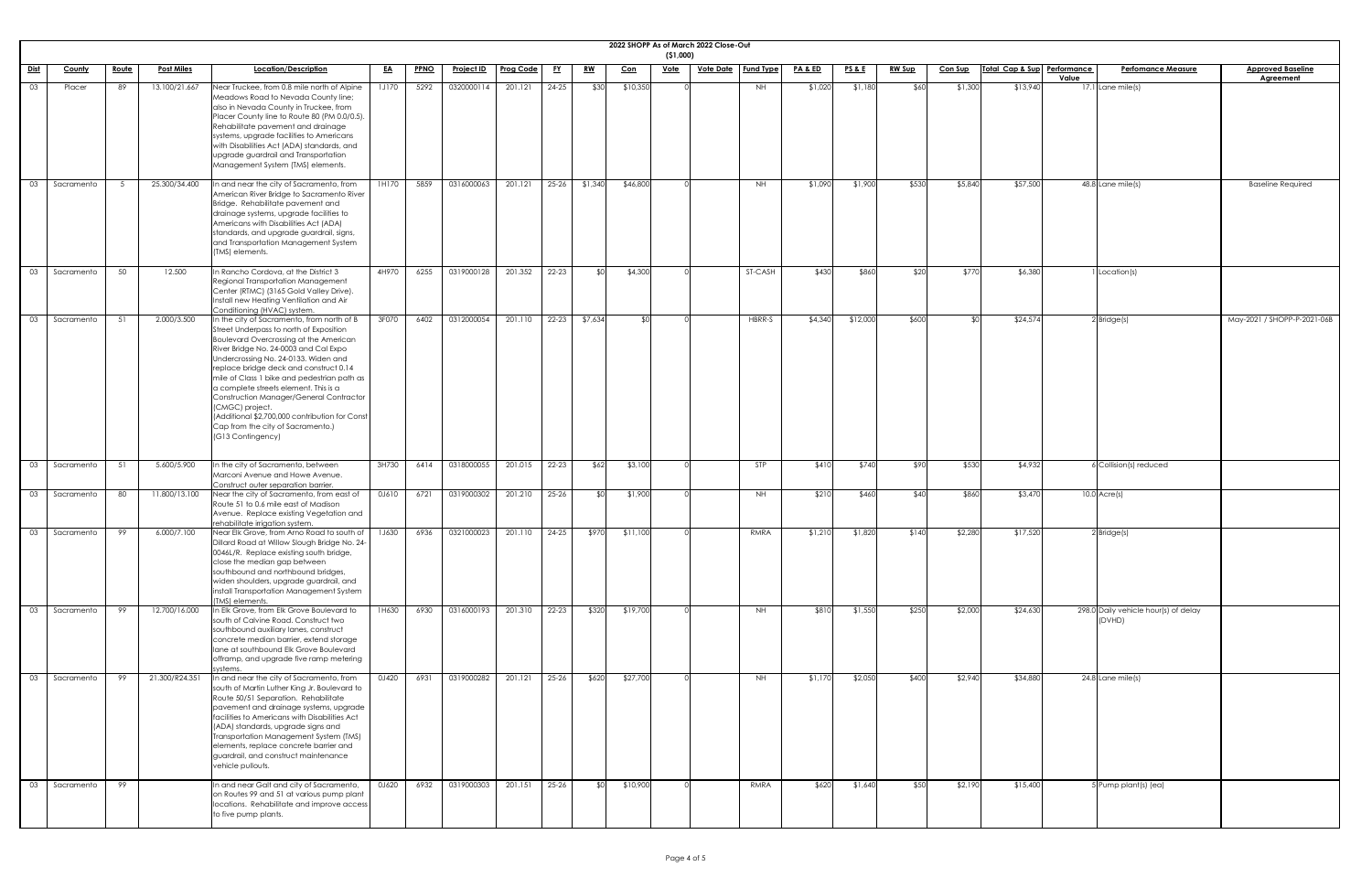# 2022 SHOPP As of March 2022 Close-Out

($1,000)

| Dist | County | Route | Post Miles | Location/Description | EA | PPNO | Project ID | Prog Code | FY | RW | Con | Vote | Vote Date | Fund Type | PA & ED | PS & E | RW Sup | Con Sup | Total Cap & Sup | Performance Value | Perfomance Measure | Approved Baseline Agreement |
|---|---|---|---|---|---|---|---|---|---|---|---|---|---|---|---|---|---|---|---|---|---|---|
| 03 | Placer | 89 | 13.100/21.667 | Near Truckee, from 0.8 mile north of Alpine Meadows Road to Nevada County line; also in Nevada County in Truckee, from Placer County line to Route 80 (PM 0.0/0.5). Rehabilitate pavement and drainage systems, upgrade facilities to Americans with Disabilities Act (ADA) standards, and upgrade guardrail and Transportation Management System (TMS) elements. | 1J170 | 5292 | 0320000114 | 201.121 | 24-25 | $30 | $10,350 | 0 | | NH | $1,020 | $1,180 | $60 | $1,300 | $13,940 | 17.1 | Lane mile(s) | |
| 03 | Sacramento | 5 | 25.300/34.400 | In and near the city of Sacramento, from American River Bridge to Sacramento River Bridge. Rehabilitate pavement and drainage systems, upgrade facilities to Americans with Disabilities Act (ADA) standards, and upgrade guardrail, signs, and Transportation Management System (TMS) elements. | 1H170 | 5859 | 0316000063 | 201.121 | 25-26 | $1,340 | $46,800 | 0 | | NH | $1,090 | $1,900 | $530 | $5,840 | $57,500 | 48.8 | Lane mile(s) | Baseline Required |
| 03 | Sacramento | 50 | 12.500 | In Rancho Cordova, at the District 3 Regional Transportation Management Center (RTMC) (3165 Gold Valley Drive). Install new Heating Ventilation and Air Conditioning (HVAC) system. | 4H970 | 6255 | 0319000128 | 201.352 | 22-23 | $0 | $4,300 | 0 | | ST-CASH | $430 | $860 | $20 | $770 | $6,380 | 1 | Location(s) | |
| 03 | Sacramento | 51 | 2.000/3.500 | In the city of Sacramento, from north of B Street Underpass to north of Exposition Boulevard Overcrossing at the American River Bridge No. 24-0003 and Cal Expo Undercrossing No. 24-0133. Widen and replace bridge deck and construct 0.14 mile of Class 1 bike and pedestrian path as a complete streets element. This is a Construction Manager/General Contractor (CMGC) project. (Additional $2,700,000 contribution for Const Cap from the city of Sacramento.) (G13 Contingency) | 3F070 | 6402 | 0312000054 | 201.110 | 22-23 | $7,634 | $0 | 0 | | HBRR-S | $4,340 | $12,000 | $600 | $0 | $24,574 | 2 | Bridge(s) | May-2021 / SHOPP-P-2021-06B |
| 03 | Sacramento | 51 | 5.600/5.900 | In the city of Sacramento, between Marconi Avenue and Howe Avenue. Construct outer separation barrier. | 3H730 | 6414 | 0318000055 | 201.015 | 22-23 | $62 | $3,100 | 0 | | STP | $410 | $740 | $90 | $530 | $4,932 | 6 | Collision(s) reduced | |
| 03 | Sacramento | 80 | 11.800/13.100 | Near the city of Sacramento, from east of Route 51 to 0.6 mile east of Madison Avenue. Replace existing Vegetation and rehabilitate irrigation system. | 0J610 | 6721 | 0319000302 | 201.210 | 25-26 | $0 | $1,900 | 0 | | NH | $210 | $460 | $40 | $860 | $3,470 | 10.0 | Acre(s) | |
| 03 | Sacramento | 99 | 6.000/7.100 | Near Elk Grove, from Arno Road to south of Dillard Road at Willow Slough Bridge No. 24-0046L/R. Replace existing south bridge, close the median gap between southbound and northbound bridges, widen shoulders, upgrade guardrail, and install Transportation Management System (TMS) elements. | 1J630 | 6936 | 0321000023 | 201.110 | 24-25 | $970 | $11,100 | 0 | | RMRA | $1,210 | $1,820 | $140 | $2,280 | $17,520 | 2 | Bridge(s) | |
| 03 | Sacramento | 99 | 12.700/16.000 | In Elk Grove, from Elk Grove Boulevard to south of Calvine Road. Construct two southbound auxiliary lanes, construct concrete median barrier, extend storage lane at southbound Elk Grove Boulevard offramp, and upgrade five ramp metering systems. | 1H630 | 6930 | 0316000193 | 201.310 | 22-23 | $320 | $19,700 | 0 | | NH | $810 | $1,550 | $250 | $2,000 | $24,630 | 298.0 | Daily vehicle hour(s) of delay (DVHD) | |
| 03 | Sacramento | 99 | 21.300/R24.351 | In and near the city of Sacramento, from south of Martin Luther King Jr. Boulevard to Route 50/51 Separation. Rehabilitate pavement and drainage systems, upgrade facilities to Americans with Disabilities Act (ADA) standards, upgrade signs and Transportation Management System (TMS) elements, replace concrete barrier and guardrail, and construct maintenance vehicle pullouts. | 0J420 | 6931 | 0319000282 | 201.121 | 25-26 | $620 | $27,700 | 0 | | NH | $1,170 | $2,050 | $400 | $2,940 | $34,880 | 24.8 | Lane mile(s) | |
| 03 | Sacramento | 99 | | In and near Galt and city of Sacramento, on Routes 99 and 51 at various pump plant locations. Rehabilitate and improve access to five pump plants. | 0J620 | 6932 | 0319000303 | 201.151 | 25-26 | $0 | $10,900 | 0 | | RMRA | $620 | $1,640 | $50 | $2,190 | $15,400 | 5 | Pump plant(s) (ea) | |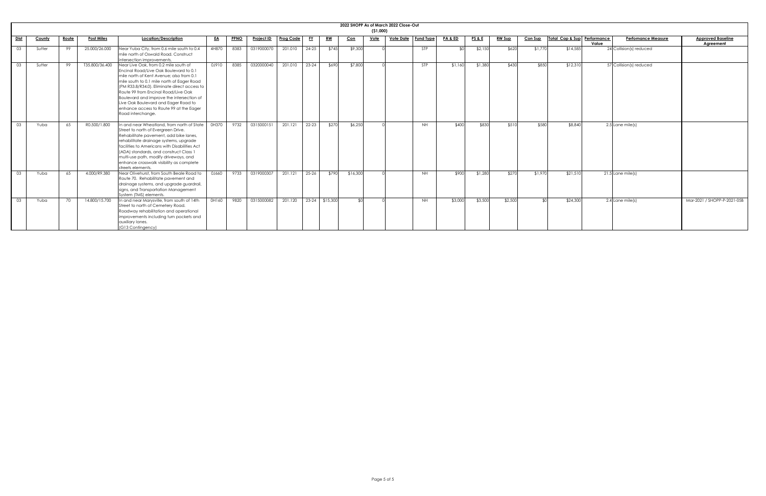# 2022 SHOPP As of March 2022 Close-Out

($1,000)

| Dist | County | Route | Post Miles | Location/Description | EA | PPNO | Project ID | Prog Code | FY | RW | Con | Vote | Vote Date | Fund Type | PA & ED | PS & E | RW Sup | Con Sup | Total Cap & Sup | Performance Value | Perfomance Measure | Approved Baseline Agreement |
|---|---|---|---|---|---|---|---|---|---|---|---|---|---|---|---|---|---|---|---|---|---|---|
| 03 | Sutter | 99 | 25.000/26.000 | Near Yuba City, from 0.6 mile south to 0.4 mile north of Oswald Road. Construct intersection improvements. | 4H870 | 8383 | 0319000070 | 201.010 | 24-25 | $745 | $9,300 | 0 | | STP | $0 | $2,150 | $620 | $1,770 | $14,585 | 24 | Collision(s) reduced | |
| 03 | Sutter | 99 | T35.800/36.400 | Near Live Oak, from 0.2 mile south of Encinal Road/Live Oak Boulevard to 0.1 mile north of Kent Avenue; also from 0.1 mile south to 0.1 mile north of Eager Road (PM R33.8/R34.0). Eliminate direct access to Route 99 from Encinal Road/Live Oak Boulevard and improve the intersection of Live Oak Boulevard and Eager Road to enhance access to Route 99 at the Eager Road interchange. | 0J910 | 8385 | 0320000040 | 201.010 | 23-24 | $690 | $7,800 | 0 | | STP | $1,160 | $1,380 | $430 | $850 | $12,310 | 57 | Collision(s) reduced | |
| 03 | Yuba | 65 | R0.500/1.800 | In and near Wheatland, from north of State Street to north of Evergreen Drive. Rehabilitate pavement, add bike lanes, rehabilitate drainage systems, upgrade facilities to Americans with Disabilities Act (ADA) standards, and construct Class 1 multi-use path, modify driveways, and enhance crosswalk visibility as complete streets elements. | 0H370 | 9732 | 0315000151 | 201.121 | 22-23 | $270 | $6,250 | 0 | | NH | $400 | $830 | $510 | $580 | $8,840 | 2.5 | Lane mile(s) | |
| 03 | Yuba | 65 | 4.000/R9.380 | Near Olivehurst, from South Beale Road to Route 70. Rehabilitate pavement and drainage systems, and upgrade guardrail, signs, and Transportation Management System (TMS) elements. | 0J660 | 9733 | 0319000307 | 201.121 | 25-26 | $790 | $16,300 | 0 | | NH | $900 | $1,280 | $270 | $1,970 | $21,510 | 21.5 | Lane mile(s) | |
| 03 | Yuba | 70 | 14.800/15.700 | In and near Marysville, from south of 14th Street to north of Cemetery Road. Roadway rehabilitation and operational improvements including turn pockets and auxiliary lanes. (G13 Contingency) | 0H160 | 9820 | 0315000082 | 201.120 | 23-24 | $15,300 | $0 | 0 | | NH | $3,000 | $3,500 | $2,500 | $0 | $24,300 | 2.4 | Lane mile(s) | Mar-2021 / SHOPP-P-2021-05B |